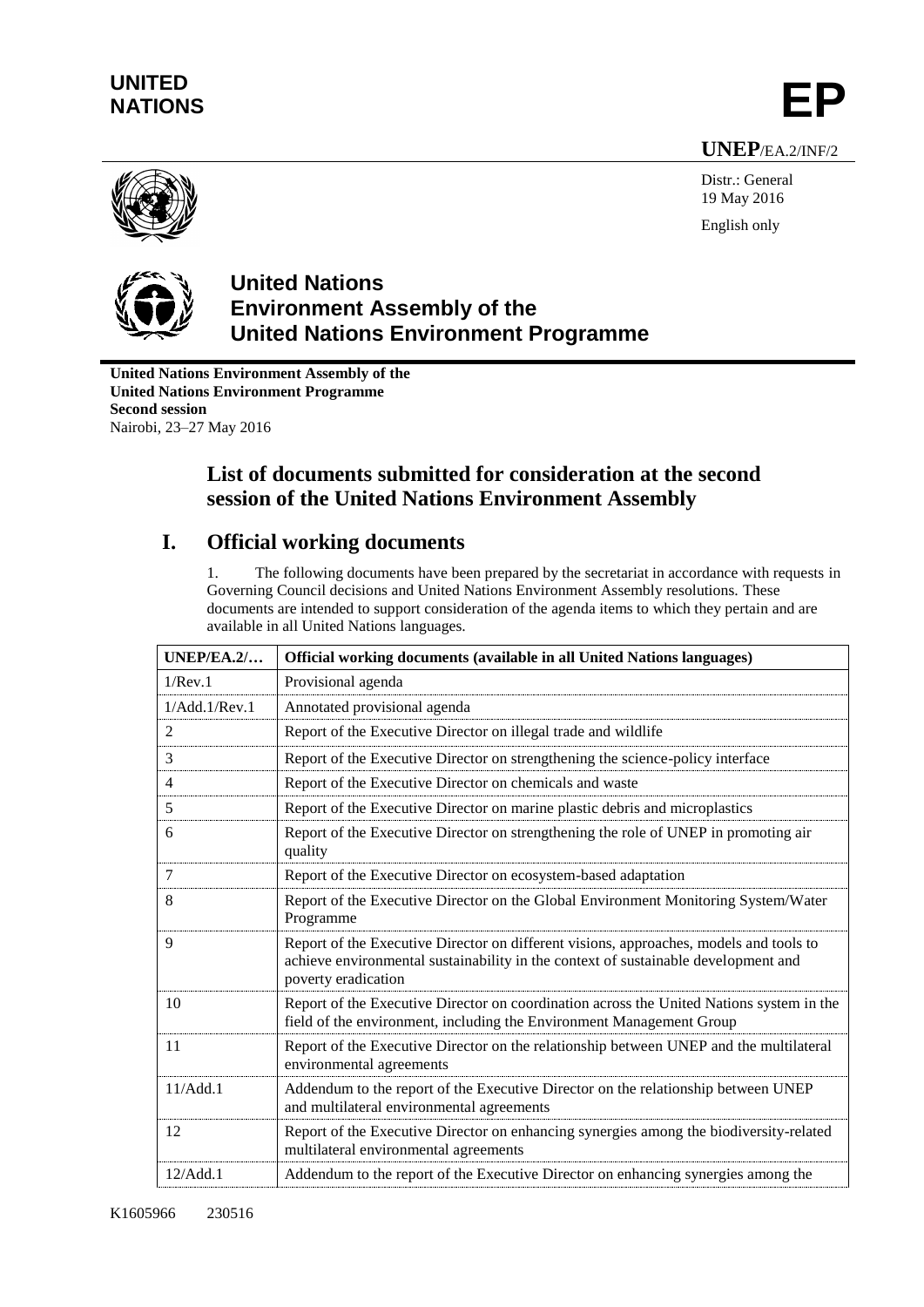UNITED NATIONS

**EP**

**UNEP**/EA.2/INF/2

Distr.: General
19 May 2016

English only

# United Nations Environment Assembly of the United Nations Environment Programme

**United Nations Environment Assembly of the United Nations Environment Programme**
**Second session**
Nairobi, 23–27 May 2016

## List of documents submitted for consideration at the second session of the United Nations Environment Assembly

## I. Official working documents

1. The following documents have been prepared by the secretariat in accordance with requests in Governing Council decisions and United Nations Environment Assembly resolutions. These documents are intended to support consideration of the agenda items to which they pertain and are available in all United Nations languages.

| UNEP/EA.2/… | Official working documents (available in all United Nations languages) |
|---|---|
| 1/Rev.1 | Provisional agenda |
| 1/Add.1/Rev.1 | Annotated provisional agenda |
| 2 | Report of the Executive Director on illegal trade and wildlife |
| 3 | Report of the Executive Director on strengthening the science-policy interface |
| 4 | Report of the Executive Director on chemicals and waste |
| 5 | Report of the Executive Director on marine plastic debris and microplastics |
| 6 | Report of the Executive Director on strengthening the role of UNEP in promoting air quality |
| 7 | Report of the Executive Director on ecosystem-based adaptation |
| 8 | Report of the Executive Director on the Global Environment Monitoring System/Water Programme |
| 9 | Report of the Executive Director on different visions, approaches, models and tools to achieve environmental sustainability in the context of sustainable development and poverty eradication |
| 10 | Report of the Executive Director on coordination across the United Nations system in the field of the environment, including the Environment Management Group |
| 11 | Report of the Executive Director on the relationship between UNEP and the multilateral environmental agreements |
| 11/Add.1 | Addendum to the report of the Executive Director on the relationship between UNEP and multilateral environmental agreements |
| 12 | Report of the Executive Director on enhancing synergies among the biodiversity-related multilateral environmental agreements |
| 12/Add.1 | Addendum to the report of the Executive Director on enhancing synergies among the |

K1605966 230516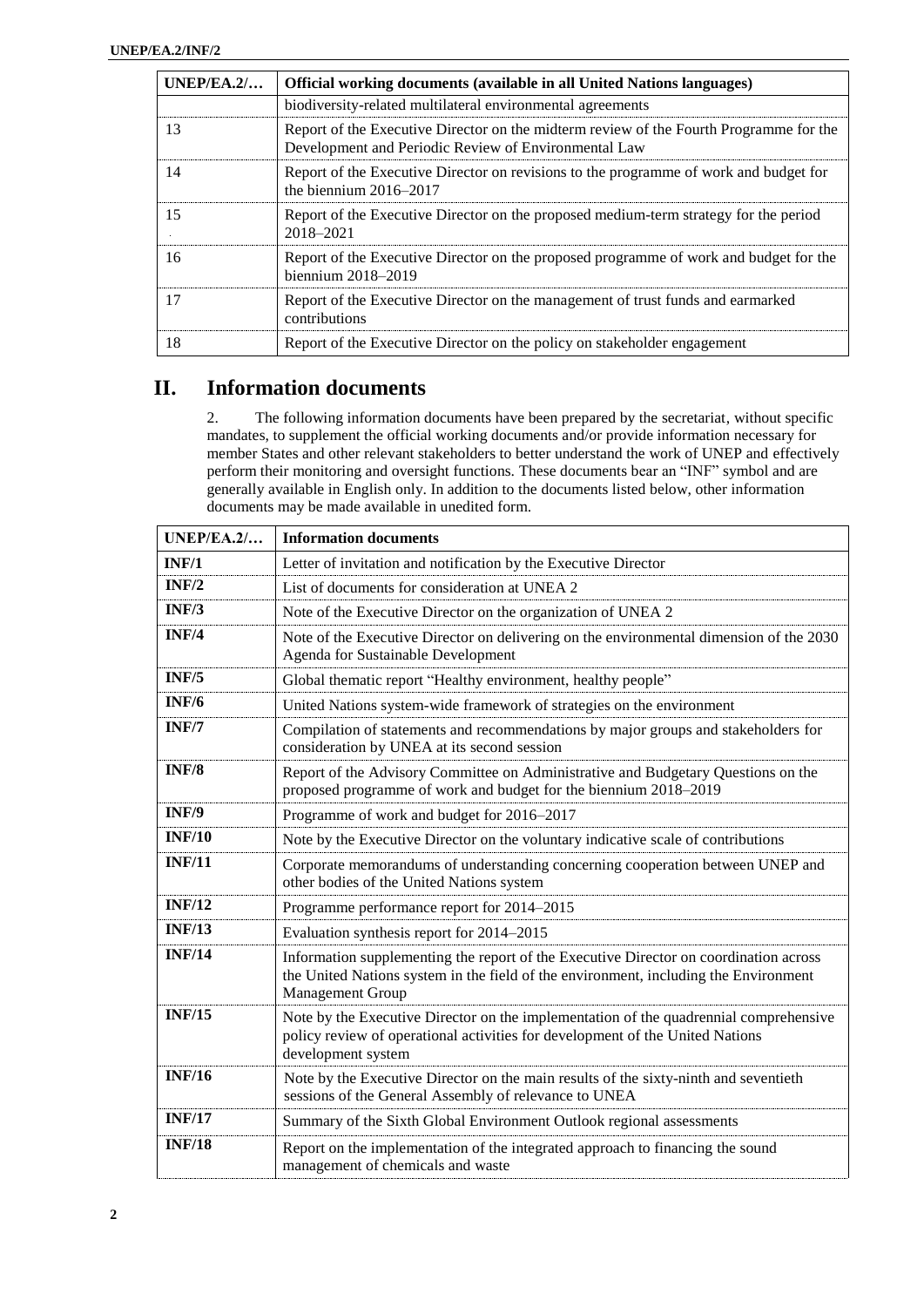| UNEP/EA.2/… | Official working documents (available in all United Nations languages) |
|---|---|
| | biodiversity-related multilateral environmental agreements |
| 13 | Report of the Executive Director on the midterm review of the Fourth Programme for the Development and Periodic Review of Environmental Law |
| 14 | Report of the Executive Director on revisions to the programme of work and budget for the biennium 2016–2017 |
| 15 | Report of the Executive Director on the proposed medium-term strategy for the period 2018–2021 |
| 16 | Report of the Executive Director on the proposed programme of work and budget for the biennium 2018–2019 |
| 17 | Report of the Executive Director on the management of trust funds and earmarked contributions |
| 18 | Report of the Executive Director on the policy on stakeholder engagement |

# II. Information documents

2. The following information documents have been prepared by the secretariat, without specific mandates, to supplement the official working documents and/or provide information necessary for member States and other relevant stakeholders to better understand the work of UNEP and effectively perform their monitoring and oversight functions. These documents bear an "INF" symbol and are generally available in English only. In addition to the documents listed below, other information documents may be made available in unedited form.

| UNEP/EA.2/… | Information documents |
|---|---|
| **INF/1** | Letter of invitation and notification by the Executive Director |
| **INF/2** | List of documents for consideration at UNEA 2 |
| **INF/3** | Note of the Executive Director on the organization of UNEA 2 |
| **INF/4** | Note of the Executive Director on delivering on the environmental dimension of the 2030 Agenda for Sustainable Development |
| **INF/5** | Global thematic report "Healthy environment, healthy people" |
| **INF/6** | United Nations system-wide framework of strategies on the environment |
| **INF/7** | Compilation of statements and recommendations by major groups and stakeholders for consideration by UNEA at its second session |
| **INF/8** | Report of the Advisory Committee on Administrative and Budgetary Questions on the proposed programme of work and budget for the biennium 2018–2019 |
| **INF/9** | Programme of work and budget for 2016–2017 |
| **INF/10** | Note by the Executive Director on the voluntary indicative scale of contributions |
| **INF/11** | Corporate memorandums of understanding concerning cooperation between UNEP and other bodies of the United Nations system |
| **INF/12** | Programme performance report for 2014–2015 |
| **INF/13** | Evaluation synthesis report for 2014–2015 |
| **INF/14** | Information supplementing the report of the Executive Director on coordination across the United Nations system in the field of the environment, including the Environment Management Group |
| **INF/15** | Note by the Executive Director on the implementation of the quadrennial comprehensive policy review of operational activities for development of the United Nations development system |
| **INF/16** | Note by the Executive Director on the main results of the sixty-ninth and seventieth sessions of the General Assembly of relevance to UNEA |
| **INF/17** | Summary of the Sixth Global Environment Outlook regional assessments |
| **INF/18** | Report on the implementation of the integrated approach to financing the sound management of chemicals and waste |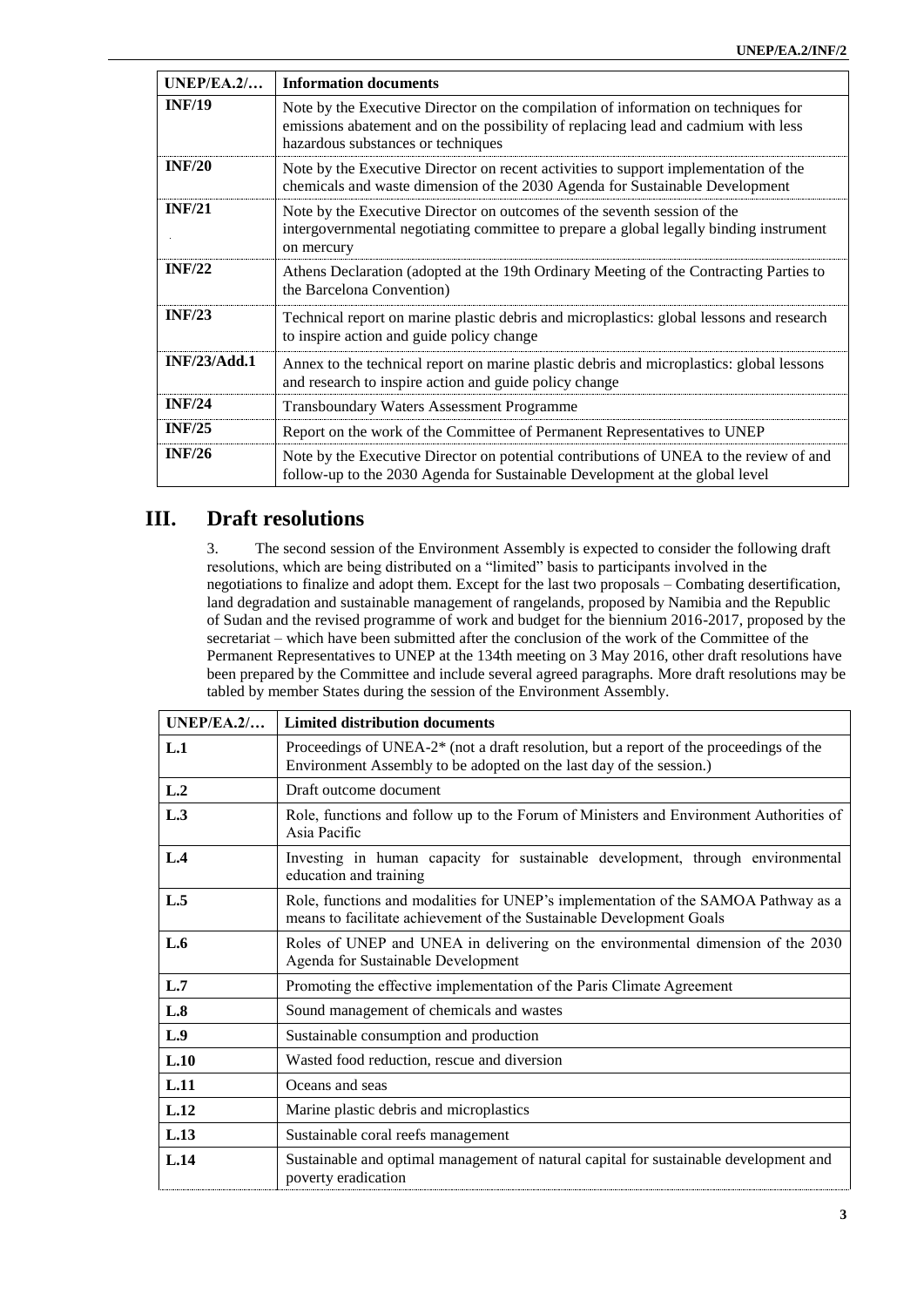| UNEP/EA.2/… | Information documents |
|---|---|
| **INF/19** | Note by the Executive Director on the compilation of information on techniques for emissions abatement and on the possibility of replacing lead and cadmium with less hazardous substances or techniques |
| **INF/20** | Note by the Executive Director on recent activities to support implementation of the chemicals and waste dimension of the 2030 Agenda for Sustainable Development |
| **INF/21** | Note by the Executive Director on outcomes of the seventh session of the intergovernmental negotiating committee to prepare a global legally binding instrument on mercury |
| **INF/22** | Athens Declaration (adopted at the 19th Ordinary Meeting of the Contracting Parties to the Barcelona Convention) |
| **INF/23** | Technical report on marine plastic debris and microplastics: global lessons and research to inspire action and guide policy change |
| **INF/23/Add.1** | Annex to the technical report on marine plastic debris and microplastics: global lessons and research to inspire action and guide policy change |
| **INF/24** | Transboundary Waters Assessment Programme |
| **INF/25** | Report on the work of the Committee of Permanent Representatives to UNEP |
| **INF/26** | Note by the Executive Director on potential contributions of UNEA to the review of and follow-up to the 2030 Agenda for Sustainable Development at the global level |

# III. Draft resolutions

3. The second session of the Environment Assembly is expected to consider the following draft resolutions, which are being distributed on a "limited" basis to participants involved in the negotiations to finalize and adopt them. Except for the last two proposals – Combating desertification, land degradation and sustainable management of rangelands, proposed by Namibia and the Republic of Sudan and the revised programme of work and budget for the biennium 2016-2017, proposed by the secretariat – which have been submitted after the conclusion of the work of the Committee of the Permanent Representatives to UNEP at the 134th meeting on 3 May 2016, other draft resolutions have been prepared by the Committee and include several agreed paragraphs. More draft resolutions may be tabled by member States during the session of the Environment Assembly.

| UNEP/EA.2/… | Limited distribution documents |
|---|---|
| **L.1** | Proceedings of UNEA-2* (not a draft resolution, but a report of the proceedings of the Environment Assembly to be adopted on the last day of the session.) |
| **L.2** | Draft outcome document |
| **L.3** | Role, functions and follow up to the Forum of Ministers and Environment Authorities of Asia Pacific |
| **L.4** | Investing in human capacity for sustainable development, through environmental education and training |
| **L.5** | Role, functions and modalities for UNEP's implementation of the SAMOA Pathway as a means to facilitate achievement of the Sustainable Development Goals |
| **L.6** | Roles of UNEP and UNEA in delivering on the environmental dimension of the 2030 Agenda for Sustainable Development |
| **L.7** | Promoting the effective implementation of the Paris Climate Agreement |
| **L.8** | Sound management of chemicals and wastes |
| **L.9** | Sustainable consumption and production |
| **L.10** | Wasted food reduction, rescue and diversion |
| **L.11** | Oceans and seas |
| **L.12** | Marine plastic debris and microplastics |
| **L.13** | Sustainable coral reefs management |
| **L.14** | Sustainable and optimal management of natural capital for sustainable development and poverty eradication |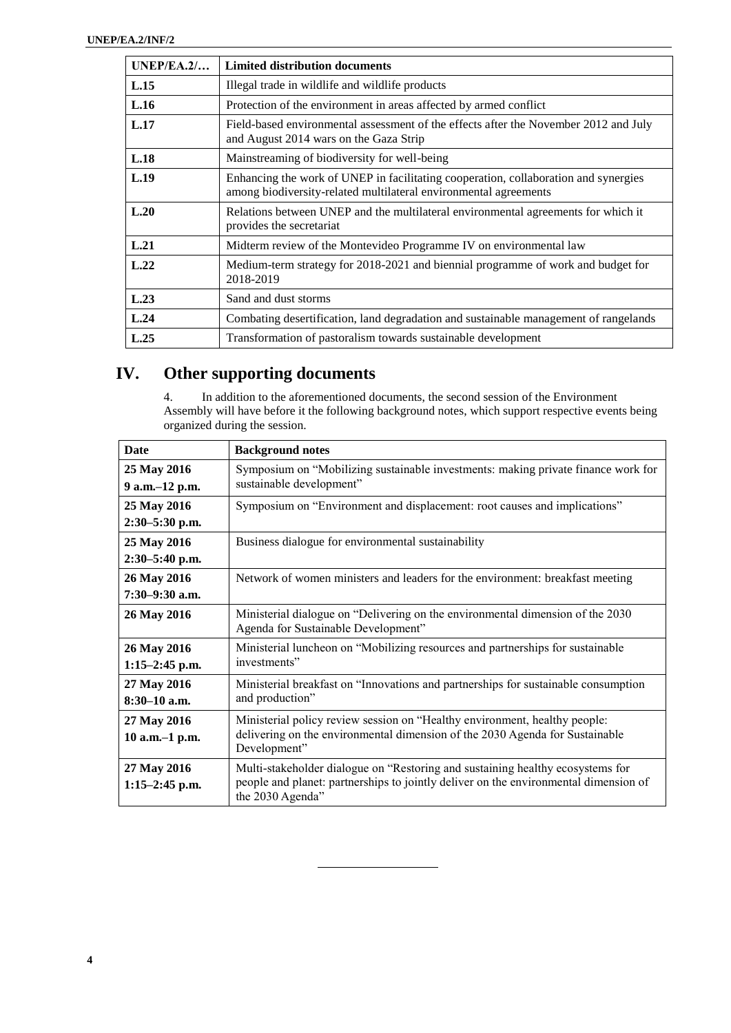| UNEP/EA.2/… | Limited distribution documents |
|---|---|
| L.15 | Illegal trade in wildlife and wildlife products |
| L.16 | Protection of the environment in areas affected by armed conflict |
| L.17 | Field-based environmental assessment of the effects after the November 2012 and July and August 2014 wars on the Gaza Strip |
| L.18 | Mainstreaming of biodiversity for well-being |
| L.19 | Enhancing the work of UNEP in facilitating cooperation, collaboration and synergies among biodiversity-related multilateral environmental agreements |
| L.20 | Relations between UNEP and the multilateral environmental agreements for which it provides the secretariat |
| L.21 | Midterm review of the Montevideo Programme IV on environmental law |
| L.22 | Medium-term strategy for 2018-2021 and biennial programme of work and budget for 2018-2019 |
| L.23 | Sand and dust storms |
| L.24 | Combating desertification, land degradation and sustainable management of rangelands |
| L.25 | Transformation of pastoralism towards sustainable development |

# IV. Other supporting documents

4. In addition to the aforementioned documents, the second session of the Environment Assembly will have before it the following background notes, which support respective events being organized during the session.

| Date | Background notes |
|---|---|
| 25 May 2016<br>9 a.m.–12 p.m. | Symposium on "Mobilizing sustainable investments: making private finance work for sustainable development" |
| 25 May 2016<br>2:30–5:30 p.m. | Symposium on "Environment and displacement: root causes and implications" |
| 25 May 2016<br>2:30–5:40 p.m. | Business dialogue for environmental sustainability |
| 26 May 2016<br>7:30–9:30 a.m. | Network of women ministers and leaders for the environment: breakfast meeting |
| 26 May 2016 | Ministerial dialogue on "Delivering on the environmental dimension of the 2030 Agenda for Sustainable Development" |
| 26 May 2016<br>1:15–2:45 p.m. | Ministerial luncheon on "Mobilizing resources and partnerships for sustainable investments" |
| 27 May 2016<br>8:30–10 a.m. | Ministerial breakfast on "Innovations and partnerships for sustainable consumption and production" |
| 27 May 2016<br>10 a.m.–1 p.m. | Ministerial policy review session on "Healthy environment, healthy people: delivering on the environmental dimension of the 2030 Agenda for Sustainable Development" |
| 27 May 2016<br>1:15–2:45 p.m. | Multi-stakeholder dialogue on "Restoring and sustaining healthy ecosystems for people and planet: partnerships to jointly deliver on the environmental dimension of the 2030 Agenda" |